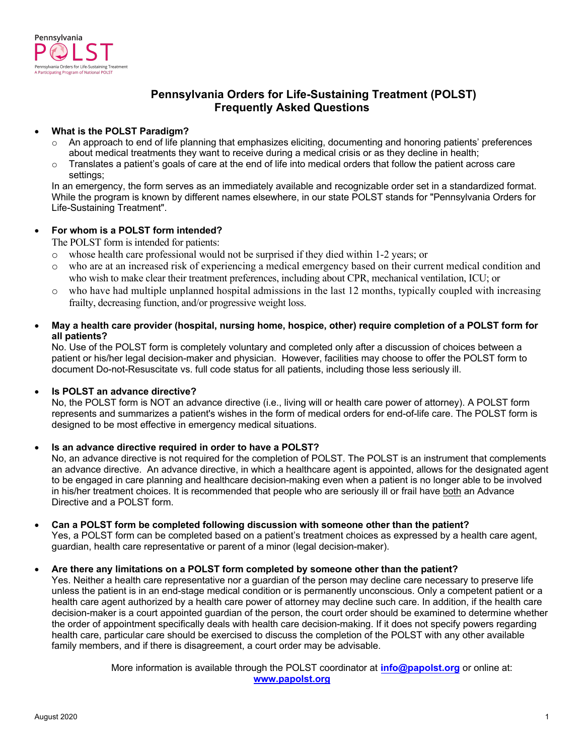Pennsylvania POLST
Pennsylvania Orders for Life-Sustaining Treatment
A Participating Program of National POLST

# Pennsylvania Orders for Life-Sustaining Treatment (POLST) Frequently Asked Questions

- **What is the POLST Paradigm?**
  - An approach to end of life planning that emphasizes eliciting, documenting and honoring patients' preferences about medical treatments they want to receive during a medical crisis or as they decline in health;
  - Translates a patient's goals of care at the end of life into medical orders that follow the patient across care settings;

  In an emergency, the form serves as an immediately available and recognizable order set in a standardized format. While the program is known by different names elsewhere, in our state POLST stands for "Pennsylvania Orders for Life-Sustaining Treatment".

- **For whom is a POLST form intended?**

  The POLST form is intended for patients:
  - whose health care professional would not be surprised if they died within 1-2 years; or
  - who are at an increased risk of experiencing a medical emergency based on their current medical condition and who wish to make clear their treatment preferences, including about CPR, mechanical ventilation, ICU; or
  - who have had multiple unplanned hospital admissions in the last 12 months, typically coupled with increasing frailty, decreasing function, and/or progressive weight loss.

- **May a health care provider (hospital, nursing home, hospice, other) require completion of a POLST form for all patients?**

  No. Use of the POLST form is completely voluntary and completed only after a discussion of choices between a patient or his/her legal decision-maker and physician. However, facilities may choose to offer the POLST form to document Do-not-Resuscitate vs. full code status for all patients, including those less seriously ill.

- **Is POLST an advance directive?**

  No, the POLST form is NOT an advance directive (i.e., living will or health care power of attorney). A POLST form represents and summarizes a patient's wishes in the form of medical orders for end-of-life care. The POLST form is designed to be most effective in emergency medical situations.

- **Is an advance directive required in order to have a POLST?**

  No, an advance directive is not required for the completion of POLST. The POLST is an instrument that complements an advance directive. An advance directive, in which a healthcare agent is appointed, allows for the designated agent to be engaged in care planning and healthcare decision-making even when a patient is no longer able to be involved in his/her treatment choices. It is recommended that people who are seriously ill or frail have both an Advance Directive and a POLST form.

- **Can a POLST form be completed following discussion with someone other than the patient?**

  Yes, a POLST form can be completed based on a patient's treatment choices as expressed by a health care agent, guardian, health care representative or parent of a minor (legal decision-maker).

- **Are there any limitations on a POLST form completed by someone other than the patient?**

  Yes. Neither a health care representative nor a guardian of the person may decline care necessary to preserve life unless the patient is in an end-stage medical condition or is permanently unconscious. Only a competent patient or a health care agent authorized by a health care power of attorney may decline such care. In addition, if the health care decision-maker is a court appointed guardian of the person, the court order should be examined to determine whether the order of appointment specifically deals with health care decision-making. If it does not specify powers regarding health care, particular care should be exercised to discuss the completion of the POLST with any other available family members, and if there is disagreement, a court order may be advisable.

More information is available through the POLST coordinator at **info@papolst.org** or online at: **www.papolst.org**

August 2020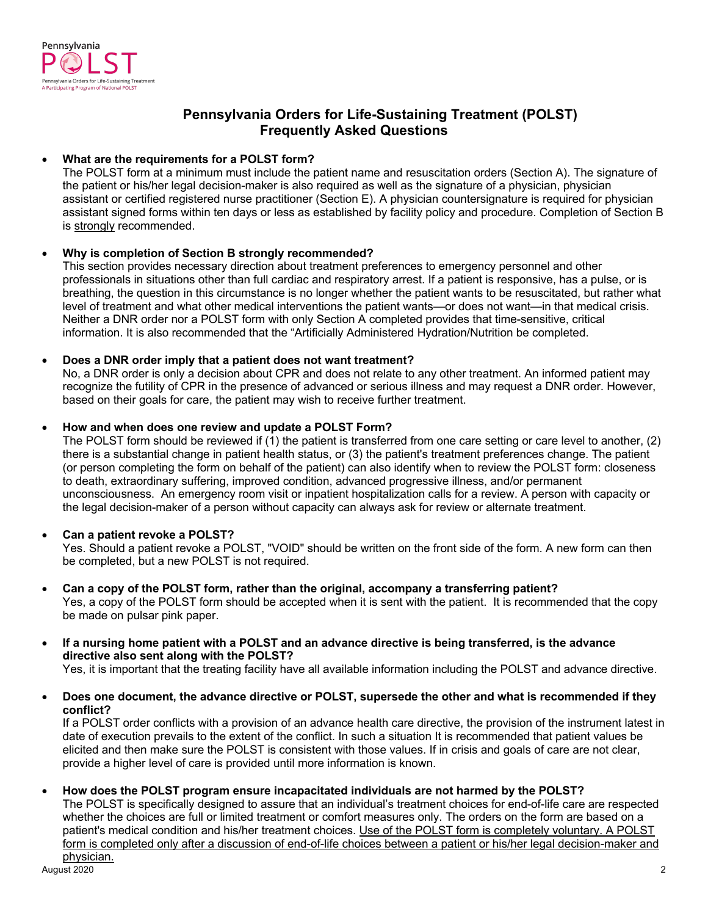Pennsylvania

POLST

Pennsylvania Orders for Life-Sustaining Treatment
A Participating Program of National POLST

# Pennsylvania Orders for Life-Sustaining Treatment (POLST) Frequently Asked Questions

- **What are the requirements for a POLST form?**
  The POLST form at a minimum must include the patient name and resuscitation orders (Section A). The signature of the patient or his/her legal decision-maker is also required as well as the signature of a physician, physician assistant or certified registered nurse practitioner (Section E). A physician countersignature is required for physician assistant signed forms within ten days or less as established by facility policy and procedure. Completion of Section B is <u>strongly</u> recommended.

- **Why is completion of Section B strongly recommended?**
  This section provides necessary direction about treatment preferences to emergency personnel and other professionals in situations other than full cardiac and respiratory arrest. If a patient is responsive, has a pulse, or is breathing, the question in this circumstance is no longer whether the patient wants to be resuscitated, but rather what level of treatment and what other medical interventions the patient wants—or does not want—in that medical crisis. Neither a DNR order nor a POLST form with only Section A completed provides that time-sensitive, critical information. It is also recommended that the "Artificially Administered Hydration/Nutrition be completed.

- **Does a DNR order imply that a patient does not want treatment?**
  No, a DNR order is only a decision about CPR and does not relate to any other treatment. An informed patient may recognize the futility of CPR in the presence of advanced or serious illness and may request a DNR order. However, based on their goals for care, the patient may wish to receive further treatment.

- **How and when does one review and update a POLST Form?**
  The POLST form should be reviewed if (1) the patient is transferred from one care setting or care level to another, (2) there is a substantial change in patient health status, or (3) the patient's treatment preferences change. The patient (or person completing the form on behalf of the patient) can also identify when to review the POLST form: closeness to death, extraordinary suffering, improved condition, advanced progressive illness, and/or permanent unconsciousness. An emergency room visit or inpatient hospitalization calls for a review. A person with capacity or the legal decision-maker of a person without capacity can always ask for review or alternate treatment.

- **Can a patient revoke a POLST?**
  Yes. Should a patient revoke a POLST, "VOID" should be written on the front side of the form. A new form can then be completed, but a new POLST is not required.

- **Can a copy of the POLST form, rather than the original, accompany a transferring patient?**
  Yes, a copy of the POLST form should be accepted when it is sent with the patient. It is recommended that the copy be made on pulsar pink paper.

- **If a nursing home patient with a POLST and an advance directive is being transferred, is the advance directive also sent along with the POLST?**
  Yes, it is important that the treating facility have all available information including the POLST and advance directive.

- **Does one document, the advance directive or POLST, supersede the other and what is recommended if they conflict?**
  If a POLST order conflicts with a provision of an advance health care directive, the provision of the instrument latest in date of execution prevails to the extent of the conflict. In such a situation It is recommended that patient values be elicited and then make sure the POLST is consistent with those values. If in crisis and goals of care are not clear, provide a higher level of care is provided until more information is known.

- **How does the POLST program ensure incapacitated individuals are not harmed by the POLST?**
  The POLST is specifically designed to assure that an individual's treatment choices for end-of-life care are respected whether the choices are full or limited treatment or comfort measures only. The orders on the form are based on a patient's medical condition and his/her treatment choices. <u>Use of the POLST form is completely voluntary. A POLST form is completed only after a discussion of end-of-life choices between a patient or his/her legal decision-maker and physician.</u>

August 2020